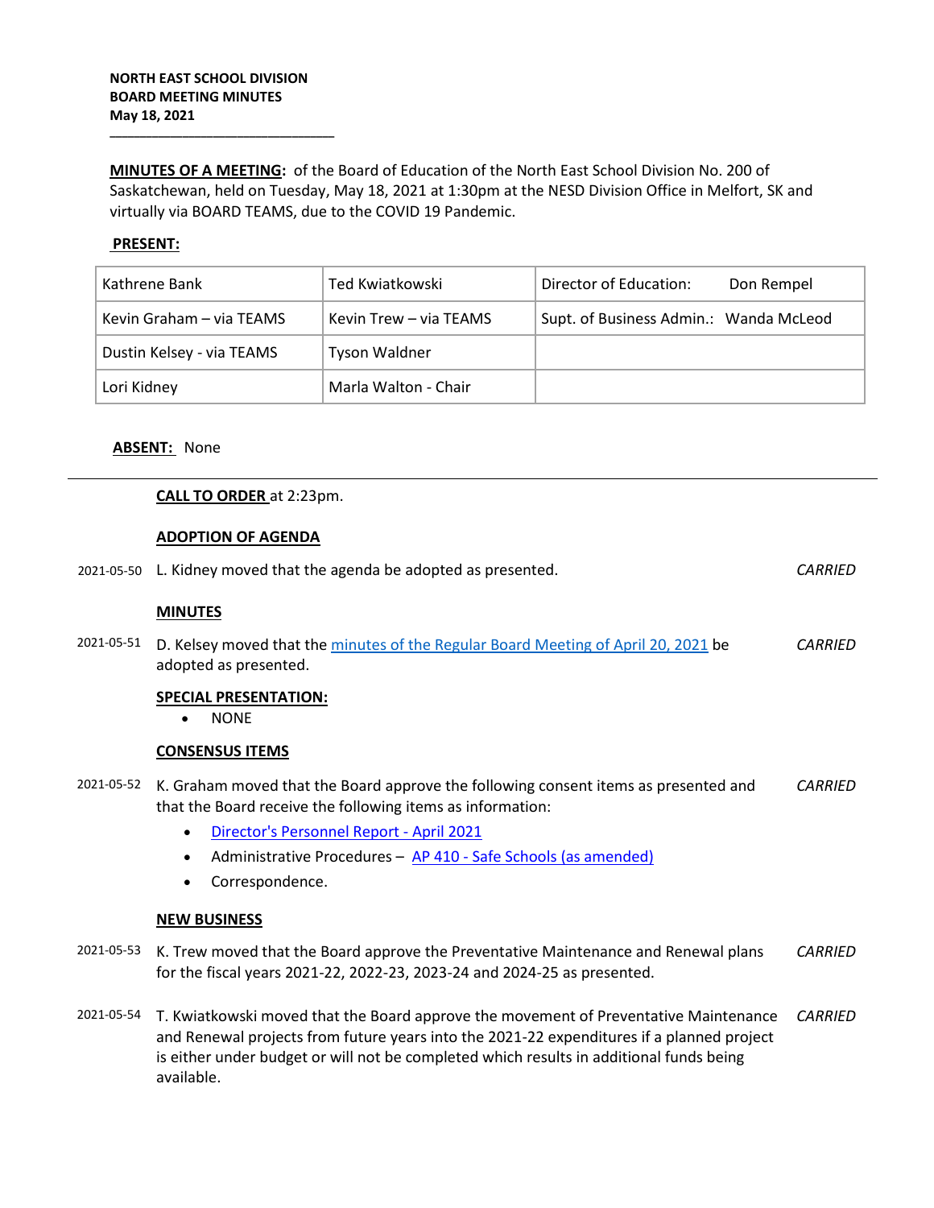**NORTH EAST SCHOOL DIVISION**
**BOARD MEETING MINUTES**
**May 18, 2021**

---

**MINUTES OF A MEETING:** of the Board of Education of the North East School Division No. 200 of Saskatchewan, held on Tuesday, May 18, 2021 at 1:30pm at the NESD Division Office in Melfort, SK and virtually via BOARD TEAMS, due to the COVID 19 Pandemic.

**PRESENT:**

| Kathrene Bank | Ted Kwiatkowski | Director of Education: Don Rempel |
|---|---|---|
| Kevin Graham – via TEAMS | Kevin Trew – via TEAMS | Supt. of Business Admin.: Wanda McLeod |
| Dustin Kelsey - via TEAMS | Tyson Waldner | |
| Lori Kidney | Marla Walton - Chair | |

**ABSENT:** None

---

**CALL TO ORDER** at 2:23pm.

**ADOPTION OF AGENDA**

2021-05-50 L. Kidney moved that the agenda be adopted as presented. *CARRIED*

**MINUTES**

2021-05-51 D. Kelsey moved that the minutes of the Regular Board Meeting of April 20, 2021 be adopted as presented. *CARRIED*

**SPECIAL PRESENTATION:**

- NONE

**CONSENSUS ITEMS**

2021-05-52 K. Graham moved that the Board approve the following consent items as presented and that the Board receive the following items as information: *CARRIED*

- Director's Personnel Report - April 2021
- Administrative Procedures – AP 410 - Safe Schools (as amended)
- Correspondence.

**NEW BUSINESS**

2021-05-53 K. Trew moved that the Board approve the Preventative Maintenance and Renewal plans for the fiscal years 2021-22, 2022-23, 2023-24 and 2024-25 as presented. *CARRIED*

2021-05-54 T. Kwiatkowski moved that the Board approve the movement of Preventative Maintenance and Renewal projects from future years into the 2021-22 expenditures if a planned project is either under budget or will not be completed which results in additional funds being available. *CARRIED*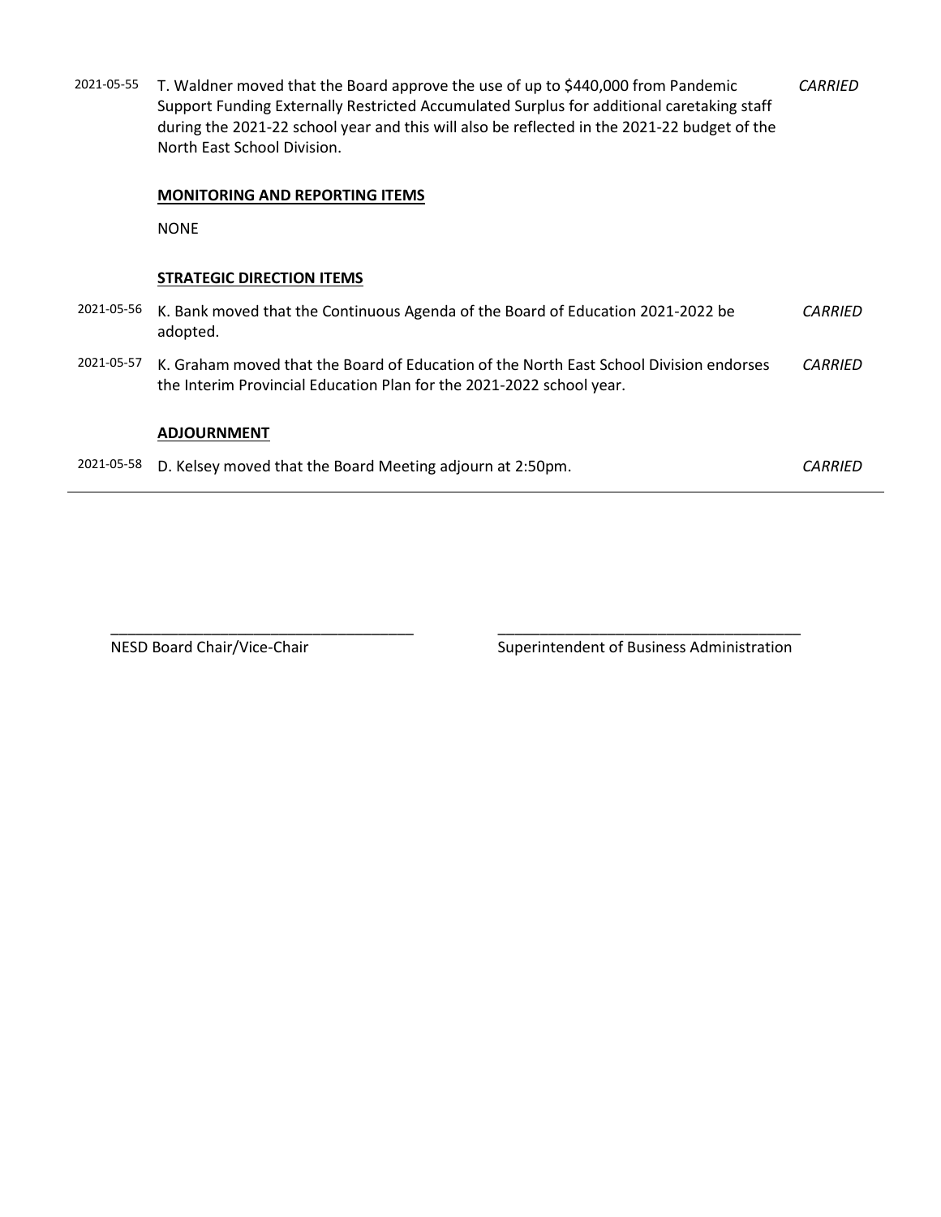| | | |
|---|---|---|
| 2021-05-55 | T. Waldner moved that the Board approve the use of up to $440,000 from Pandemic Support Funding Externally Restricted Accumulated Surplus for additional caretaking staff during the 2021-22 school year and this will also be reflected in the 2021-22 budget of the North East School Division. | *CARRIED* |

**MONITORING AND REPORTING ITEMS**

NONE

**STRATEGIC DIRECTION ITEMS**

| | | |
|---|---|---|
| 2021-05-56 | K. Bank moved that the Continuous Agenda of the Board of Education 2021-2022 be adopted. | *CARRIED* |
| 2021-05-57 | K. Graham moved that the Board of Education of the North East School Division endorses the Interim Provincial Education Plan for the 2021-2022 school year. | *CARRIED* |

**ADJOURNMENT**

| | | |
|---|---|---|
| 2021-05-58 | D. Kelsey moved that the Board Meeting adjourn at 2:50pm. | *CARRIED* |

___________________________________
NESD Board Chair/Vice-Chair

___________________________________
Superintendent of Business Administration